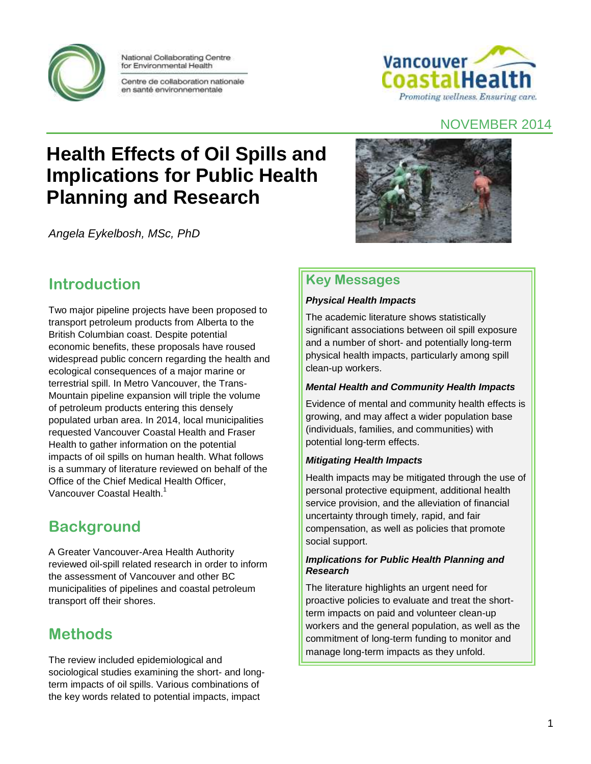National Collaborating Centre for Environmental Health

Centre de collaboration nationale en santé environnementale

Vancouver CoastalHealth

Promoting wellness. Ensuring care.

NOVEMBER 2014

# Health Effects of Oil Spills and Implications for Public Health Planning and Research

*Angela Eykelbosh, MSc, PhD*

## Introduction

Two major pipeline projects have been proposed to transport petroleum products from Alberta to the British Columbian coast. Despite potential economic benefits, these proposals have roused widespread public concern regarding the health and ecological consequences of a major marine or terrestrial spill. In Metro Vancouver, the Trans-Mountain pipeline expansion will triple the volume of petroleum products entering this densely populated urban area. In 2014, local municipalities requested Vancouver Coastal Health and Fraser Health to gather information on the potential impacts of oil spills on human health. What follows is a summary of literature reviewed on behalf of the Office of the Chief Medical Health Officer, Vancouver Coastal Health.[1]

## Background

A Greater Vancouver-Area Health Authority reviewed oil-spill related research in order to inform the assessment of Vancouver and other BC municipalities of pipelines and coastal petroleum transport off their shores.

## Methods

The review included epidemiological and sociological studies examining the short- and long-term impacts of oil spills. Various combinations of the key words related to potential impacts, impact

## Key Messages

***Physical Health Impacts***

The academic literature shows statistically significant associations between oil spill exposure and a number of short- and potentially long-term physical health impacts, particularly among spill clean-up workers.

***Mental Health and Community Health Impacts***

Evidence of mental and community health effects is growing, and may affect a wider population base (individuals, families, and communities) with potential long-term effects.

***Mitigating Health Impacts***

Health impacts may be mitigated through the use of personal protective equipment, additional health service provision, and the alleviation of financial uncertainty through timely, rapid, and fair compensation, as well as policies that promote social support.

***Implications for Public Health Planning and Research***

The literature highlights an urgent need for proactive policies to evaluate and treat the short-term impacts on paid and volunteer clean-up workers and the general population, as well as the commitment of long-term funding to monitor and manage long-term impacts as they unfold.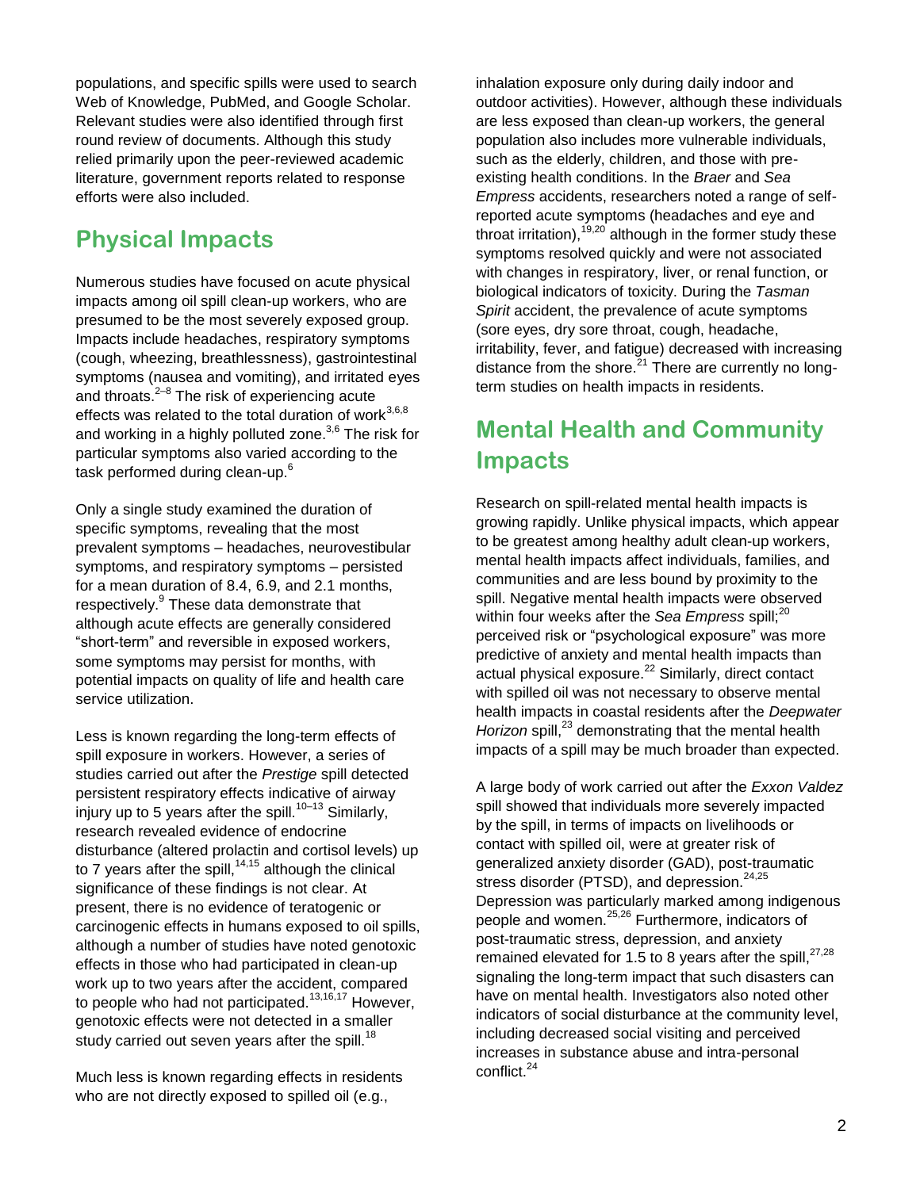populations, and specific spills were used to search Web of Knowledge, PubMed, and Google Scholar. Relevant studies were also identified through first round review of documents. Although this study relied primarily upon the peer-reviewed academic literature, government reports related to response efforts were also included.

## Physical Impacts

Numerous studies have focused on acute physical impacts among oil spill clean-up workers, who are presumed to be the most severely exposed group. Impacts include headaches, respiratory symptoms (cough, wheezing, breathlessness), gastrointestinal symptoms (nausea and vomiting), and irritated eyes and throats.[2–8] The risk of experiencing acute effects was related to the total duration of work[3,6,8] and working in a highly polluted zone.[3,6] The risk for particular symptoms also varied according to the task performed during clean-up.[6]

Only a single study examined the duration of specific symptoms, revealing that the most prevalent symptoms – headaches, neurovestibular symptoms, and respiratory symptoms – persisted for a mean duration of 8.4, 6.9, and 2.1 months, respectively.[9] These data demonstrate that although acute effects are generally considered "short-term" and reversible in exposed workers, some symptoms may persist for months, with potential impacts on quality of life and health care service utilization.

Less is known regarding the long-term effects of spill exposure in workers. However, a series of studies carried out after the *Prestige* spill detected persistent respiratory effects indicative of airway injury up to 5 years after the spill.[10–13] Similarly, research revealed evidence of endocrine disturbance (altered prolactin and cortisol levels) up to 7 years after the spill,[14,15] although the clinical significance of these findings is not clear. At present, there is no evidence of teratogenic or carcinogenic effects in humans exposed to oil spills, although a number of studies have noted genotoxic effects in those who had participated in clean-up work up to two years after the accident, compared to people who had not participated.[13,16,17] However, genotoxic effects were not detected in a smaller study carried out seven years after the spill.[18]

Much less is known regarding effects in residents who are not directly exposed to spilled oil (e.g., inhalation exposure only during daily indoor and outdoor activities). However, although these individuals are less exposed than clean-up workers, the general population also includes more vulnerable individuals, such as the elderly, children, and those with pre-existing health conditions. In the *Braer* and *Sea Empress* accidents, researchers noted a range of self-reported acute symptoms (headaches and eye and throat irritation),[19,20] although in the former study these symptoms resolved quickly and were not associated with changes in respiratory, liver, or renal function, or biological indicators of toxicity. During the *Tasman Spirit* accident, the prevalence of acute symptoms (sore eyes, dry sore throat, cough, headache, irritability, fever, and fatigue) decreased with increasing distance from the shore.[21] There are currently no long-term studies on health impacts in residents.

## Mental Health and Community Impacts

Research on spill-related mental health impacts is growing rapidly. Unlike physical impacts, which appear to be greatest among healthy adult clean-up workers, mental health impacts affect individuals, families, and communities and are less bound by proximity to the spill. Negative mental health impacts were observed within four weeks after the *Sea Empress* spill;[20] perceived risk or "psychological exposure" was more predictive of anxiety and mental health impacts than actual physical exposure.[22] Similarly, direct contact with spilled oil was not necessary to observe mental health impacts in coastal residents after the *Deepwater Horizon* spill,[23] demonstrating that the mental health impacts of a spill may be much broader than expected.

A large body of work carried out after the *Exxon Valdez* spill showed that individuals more severely impacted by the spill, in terms of impacts on livelihoods or contact with spilled oil, were at greater risk of generalized anxiety disorder (GAD), post-traumatic stress disorder (PTSD), and depression.[24,25] Depression was particularly marked among indigenous people and women.[25,26] Furthermore, indicators of post-traumatic stress, depression, and anxiety remained elevated for 1.5 to 8 years after the spill,[27,28] signaling the long-term impact that such disasters can have on mental health. Investigators also noted other indicators of social disturbance at the community level, including decreased social visiting and perceived increases in substance abuse and intra-personal conflict.[24]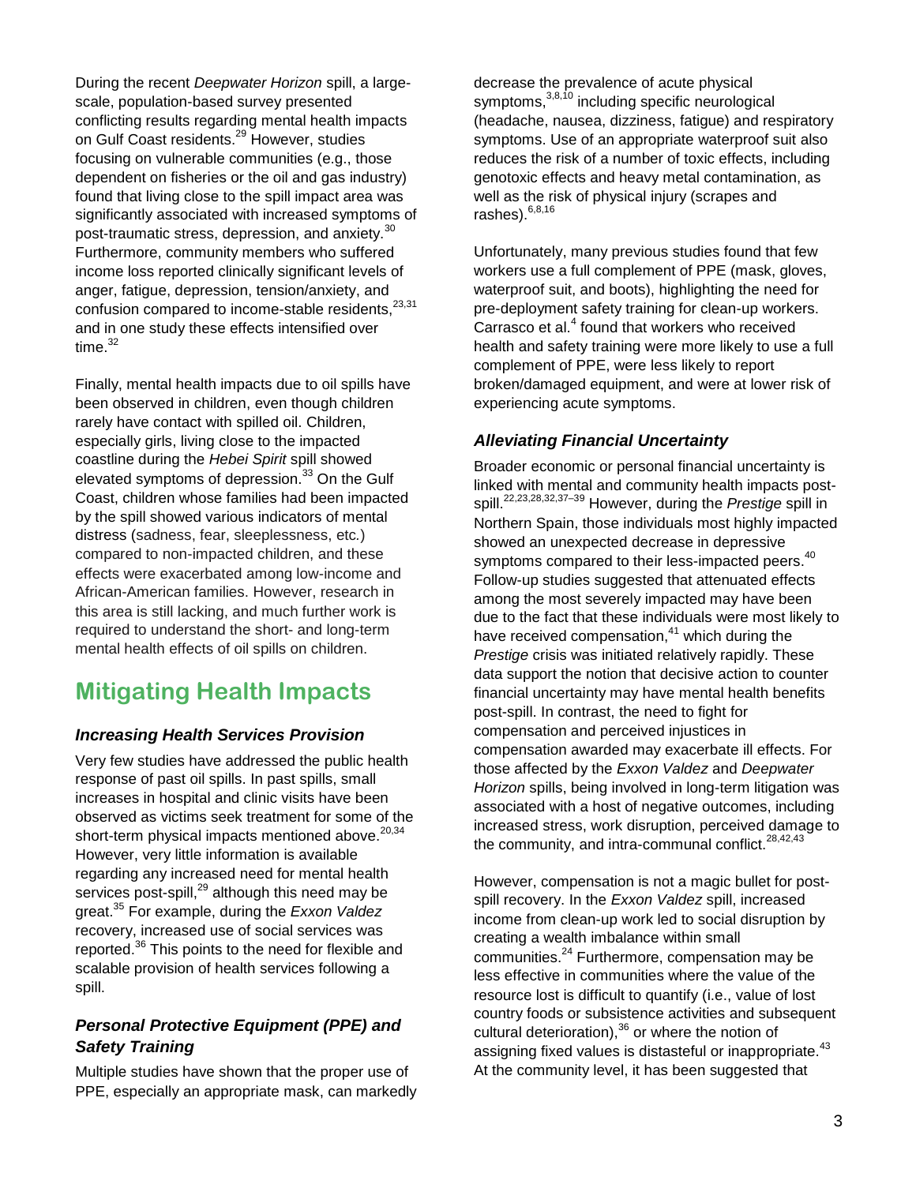During the recent *Deepwater Horizon* spill, a large-scale, population-based survey presented conflicting results regarding mental health impacts on Gulf Coast residents.[29] However, studies focusing on vulnerable communities (e.g., those dependent on fisheries or the oil and gas industry) found that living close to the spill impact area was significantly associated with increased symptoms of post-traumatic stress, depression, and anxiety.[30] Furthermore, community members who suffered income loss reported clinically significant levels of anger, fatigue, depression, tension/anxiety, and confusion compared to income-stable residents,[23,31] and in one study these effects intensified over time.[32]

Finally, mental health impacts due to oil spills have been observed in children, even though children rarely have contact with spilled oil. Children, especially girls, living close to the impacted coastline during the *Hebei Spirit* spill showed elevated symptoms of depression.[33] On the Gulf Coast, children whose families had been impacted by the spill showed various indicators of mental distress (sadness, fear, sleeplessness, etc.) compared to non-impacted children, and these effects were exacerbated among low-income and African-American families. However, research in this area is still lacking, and much further work is required to understand the short- and long-term mental health effects of oil spills on children.

## Mitigating Health Impacts

### *Increasing Health Services Provision*

Very few studies have addressed the public health response of past oil spills. In past spills, small increases in hospital and clinic visits have been observed as victims seek treatment for some of the short-term physical impacts mentioned above.[20,34] However, very little information is available regarding any increased need for mental health services post-spill,[29] although this need may be great.[35] For example, during the *Exxon Valdez* recovery, increased use of social services was reported.[36] This points to the need for flexible and scalable provision of health services following a spill.

### *Personal Protective Equipment (PPE) and Safety Training*

Multiple studies have shown that the proper use of PPE, especially an appropriate mask, can markedly decrease the prevalence of acute physical symptoms,[3,8,10] including specific neurological (headache, nausea, dizziness, fatigue) and respiratory symptoms. Use of an appropriate waterproof suit also reduces the risk of a number of toxic effects, including genotoxic effects and heavy metal contamination, as well as the risk of physical injury (scrapes and rashes).[6,8,16]

Unfortunately, many previous studies found that few workers use a full complement of PPE (mask, gloves, waterproof suit, and boots), highlighting the need for pre-deployment safety training for clean-up workers. Carrasco et al.[4] found that workers who received health and safety training were more likely to use a full complement of PPE, were less likely to report broken/damaged equipment, and were at lower risk of experiencing acute symptoms.

### *Alleviating Financial Uncertainty*

Broader economic or personal financial uncertainty is linked with mental and community health impacts post-spill.[22,23,28,32,37–39] However, during the *Prestige* spill in Northern Spain, those individuals most highly impacted showed an unexpected decrease in depressive symptoms compared to their less-impacted peers.[40] Follow-up studies suggested that attenuated effects among the most severely impacted may have been due to the fact that these individuals were most likely to have received compensation,[41] which during the *Prestige* crisis was initiated relatively rapidly. These data support the notion that decisive action to counter financial uncertainty may have mental health benefits post-spill. In contrast, the need to fight for compensation and perceived injustices in compensation awarded may exacerbate ill effects. For those affected by the *Exxon Valdez* and *Deepwater Horizon* spills, being involved in long-term litigation was associated with a host of negative outcomes, including increased stress, work disruption, perceived damage to the community, and intra-communal conflict.[28,42,43]

However, compensation is not a magic bullet for post-spill recovery. In the *Exxon Valdez* spill, increased income from clean-up work led to social disruption by creating a wealth imbalance within small communities.[24] Furthermore, compensation may be less effective in communities where the value of the resource lost is difficult to quantify (i.e., value of lost country foods or subsistence activities and subsequent cultural deterioration),[36] or where the notion of assigning fixed values is distasteful or inappropriate.[43] At the community level, it has been suggested that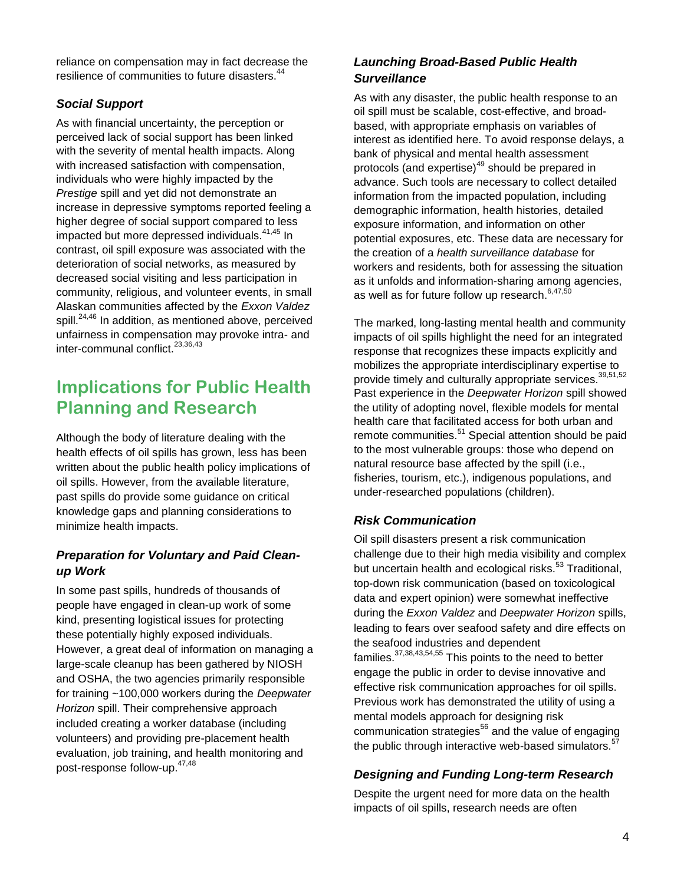reliance on compensation may in fact decrease the resilience of communities to future disasters.[44]

### *Social Support*

As with financial uncertainty, the perception or perceived lack of social support has been linked with the severity of mental health impacts. Along with increased satisfaction with compensation, individuals who were highly impacted by the *Prestige* spill and yet did not demonstrate an increase in depressive symptoms reported feeling a higher degree of social support compared to less impacted but more depressed individuals.[41,45] In contrast, oil spill exposure was associated with the deterioration of social networks, as measured by decreased social visiting and less participation in community, religious, and volunteer events, in small Alaskan communities affected by the *Exxon Valdez* spill.[24,46] In addition, as mentioned above, perceived unfairness in compensation may provoke intra- and inter-communal conflict.[23,36,43]

## Implications for Public Health Planning and Research

Although the body of literature dealing with the health effects of oil spills has grown, less has been written about the public health policy implications of oil spills. However, from the available literature, past spills do provide some guidance on critical knowledge gaps and planning considerations to minimize health impacts.

### *Preparation for Voluntary and Paid Clean-up Work*

In some past spills, hundreds of thousands of people have engaged in clean-up work of some kind, presenting logistical issues for protecting these potentially highly exposed individuals. However, a great deal of information on managing a large-scale cleanup has been gathered by NIOSH and OSHA, the two agencies primarily responsible for training ~100,000 workers during the *Deepwater Horizon* spill. Their comprehensive approach included creating a worker database (including volunteers) and providing pre-placement health evaluation, job training, and health monitoring and post-response follow-up.[47,48]

### *Launching Broad-Based Public Health Surveillance*

As with any disaster, the public health response to an oil spill must be scalable, cost-effective, and broad-based, with appropriate emphasis on variables of interest as identified here. To avoid response delays, a bank of physical and mental health assessment protocols (and expertise)[49] should be prepared in advance. Such tools are necessary to collect detailed information from the impacted population, including demographic information, health histories, detailed exposure information, and information on other potential exposures, etc. These data are necessary for the creation of a *health surveillance database* for workers and residents*,* both for assessing the situation as it unfolds and information-sharing among agencies, as well as for future follow up research.[6,47,50]

The marked, long-lasting mental health and community impacts of oil spills highlight the need for an integrated response that recognizes these impacts explicitly and mobilizes the appropriate interdisciplinary expertise to provide timely and culturally appropriate services.[39,51,52] Past experience in the *Deepwater Horizon* spill showed the utility of adopting novel, flexible models for mental health care that facilitated access for both urban and remote communities.[51] Special attention should be paid to the most vulnerable groups: those who depend on natural resource base affected by the spill (i.e., fisheries, tourism, etc.), indigenous populations, and under-researched populations (children).

### *Risk Communication*

Oil spill disasters present a risk communication challenge due to their high media visibility and complex but uncertain health and ecological risks.[53] Traditional, top-down risk communication (based on toxicological data and expert opinion) were somewhat ineffective during the *Exxon Valdez* and *Deepwater Horizon* spills, leading to fears over seafood safety and dire effects on the seafood industries and dependent families.[37,38,43,54,55] This points to the need to better engage the public in order to devise innovative and effective risk communication approaches for oil spills. Previous work has demonstrated the utility of using a mental models approach for designing risk communication strategies[56] and the value of engaging the public through interactive web-based simulators.[57]

### *Designing and Funding Long-term Research*

Despite the urgent need for more data on the health impacts of oil spills, research needs are often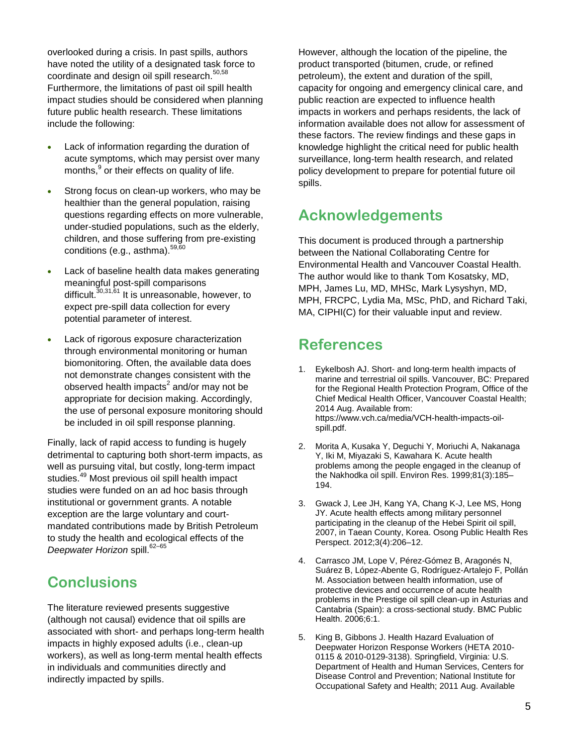overlooked during a crisis. In past spills, authors have noted the utility of a designated task force to coordinate and design oil spill research.[50,58] Furthermore, the limitations of past oil spill health impact studies should be considered when planning future public health research. These limitations include the following:

- Lack of information regarding the duration of acute symptoms, which may persist over many months,[9] or their effects on quality of life.
- Strong focus on clean-up workers, who may be healthier than the general population, raising questions regarding effects on more vulnerable, under-studied populations, such as the elderly, children, and those suffering from pre-existing conditions (e.g., asthma).[59,60]
- Lack of baseline health data makes generating meaningful post-spill comparisons difficult.[30,31,61] It is unreasonable, however, to expect pre-spill data collection for every potential parameter of interest.
- Lack of rigorous exposure characterization through environmental monitoring or human biomonitoring. Often, the available data does not demonstrate changes consistent with the observed health impacts[2] and/or may not be appropriate for decision making. Accordingly, the use of personal exposure monitoring should be included in oil spill response planning.

Finally, lack of rapid access to funding is hugely detrimental to capturing both short-term impacts, as well as pursuing vital, but costly, long-term impact studies.[49] Most previous oil spill health impact studies were funded on an ad hoc basis through institutional or government grants. A notable exception are the large voluntary and court-mandated contributions made by British Petroleum to study the health and ecological effects of the *Deepwater Horizon* spill.[62–65]

## Conclusions

The literature reviewed presents suggestive (although not causal) evidence that oil spills are associated with short- and perhaps long-term health impacts in highly exposed adults (i.e., clean-up workers), as well as long-term mental health effects in individuals and communities directly and indirectly impacted by spills.

However, although the location of the pipeline, the product transported (bitumen, crude, or refined petroleum), the extent and duration of the spill, capacity for ongoing and emergency clinical care, and public reaction are expected to influence health impacts in workers and perhaps residents, the lack of information available does not allow for assessment of these factors. The review findings and these gaps in knowledge highlight the critical need for public health surveillance, long-term health research, and related policy development to prepare for potential future oil spills.

## Acknowledgements

This document is produced through a partnership between the National Collaborating Centre for Environmental Health and Vancouver Coastal Health. The author would like to thank Tom Kosatsky, MD, MPH, James Lu, MD, MHSc, Mark Lysyshyn, MD, MPH, FRCPC, Lydia Ma, MSc, PhD, and Richard Taki, MA, CIPHI(C) for their valuable input and review.

## References

1. Eykelbosh AJ. Short- and long-term health impacts of marine and terrestrial oil spills. Vancouver, BC: Prepared for the Regional Health Protection Program, Office of the Chief Medical Health Officer, Vancouver Coastal Health; 2014 Aug. Available from: https://www.vch.ca/media/VCH-health-impacts-oil-spill.pdf.
2. Morita A, Kusaka Y, Deguchi Y, Moriuchi A, Nakanaga Y, Iki M, Miyazaki S, Kawahara K. Acute health problems among the people engaged in the cleanup of the Nakhodka oil spill. Environ Res. 1999;81(3):185–194.
3. Gwack J, Lee JH, Kang YA, Chang K-J, Lee MS, Hong JY. Acute health effects among military personnel participating in the cleanup of the Hebei Spirit oil spill, 2007, in Taean County, Korea. Osong Public Health Res Perspect. 2012;3(4):206–12.
4. Carrasco JM, Lope V, Pérez-Gómez B, Aragonés N, Suárez B, López-Abente G, Rodríguez-Artalejo F, Pollán M. Association between health information, use of protective devices and occurrence of acute health problems in the Prestige oil spill clean-up in Asturias and Cantabria (Spain): a cross-sectional study. BMC Public Health. 2006;6:1.
5. King B, Gibbons J. Health Hazard Evaluation of Deepwater Horizon Response Workers (HETA 2010-0115 & 2010-0129-3138). Springfield, Virginia: U.S. Department of Health and Human Services, Centers for Disease Control and Prevention; National Institute for Occupational Safety and Health; 2011 Aug. Available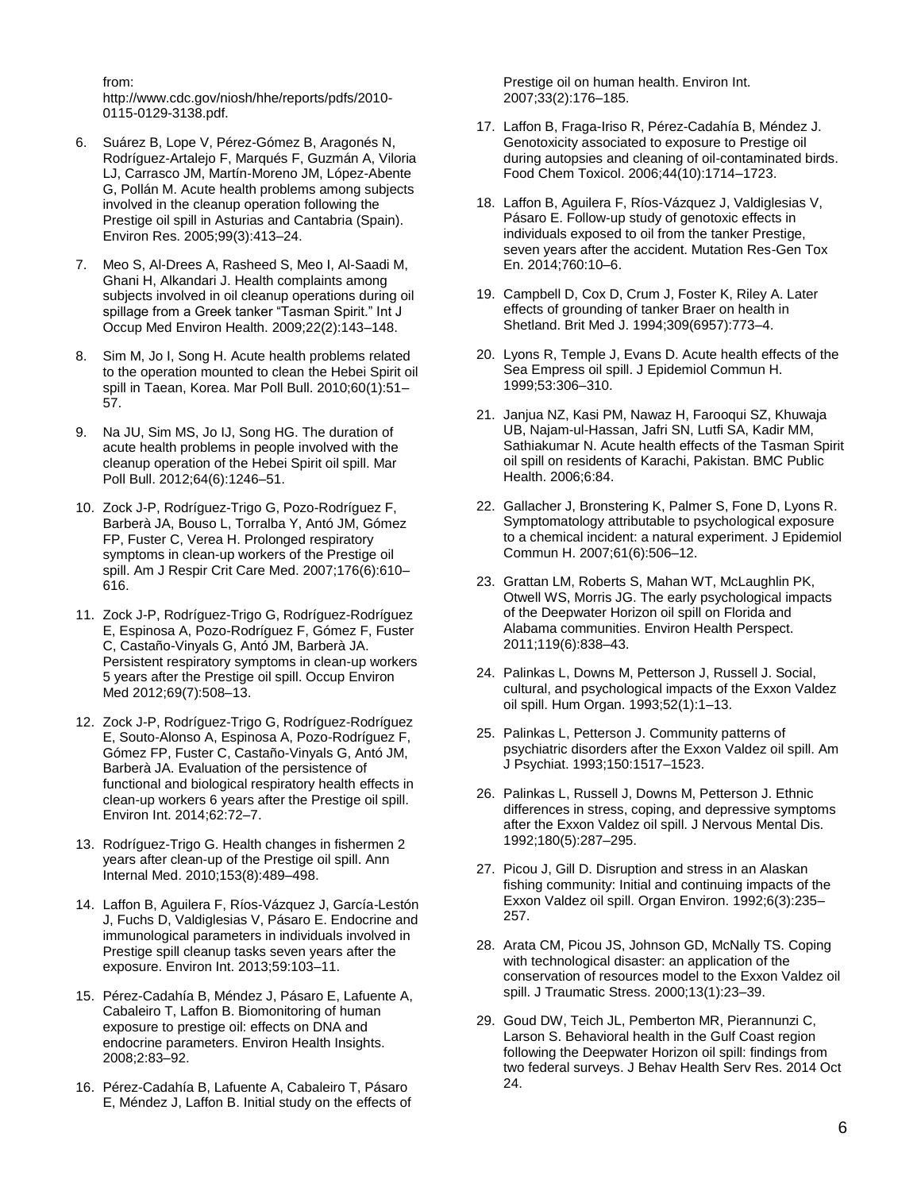from: http://www.cdc.gov/niosh/hhe/reports/pdfs/2010-0115-0129-3138.pdf.

6. Suárez B, Lope V, Pérez-Gómez B, Aragonés N, Rodríguez-Artalejo F, Marqués F, Guzmán A, Viloria LJ, Carrasco JM, Martín-Moreno JM, López-Abente G, Pollán M. Acute health problems among subjects involved in the cleanup operation following the Prestige oil spill in Asturias and Cantabria (Spain). Environ Res. 2005;99(3):413–24.

7. Meo S, Al-Drees A, Rasheed S, Meo I, Al-Saadi M, Ghani H, Alkandari J. Health complaints among subjects involved in oil cleanup operations during oil spillage from a Greek tanker "Tasman Spirit." Int J Occup Med Environ Health. 2009;22(2):143–148.

8. Sim M, Jo I, Song H. Acute health problems related to the operation mounted to clean the Hebei Spirit oil spill in Taean, Korea. Mar Poll Bull. 2010;60(1):51–57.

9. Na JU, Sim MS, Jo IJ, Song HG. The duration of acute health problems in people involved with the cleanup operation of the Hebei Spirit oil spill. Mar Poll Bull. 2012;64(6):1246–51.

10. Zock J-P, Rodríguez-Trigo G, Pozo-Rodríguez F, Barberà JA, Bouso L, Torralba Y, Antó JM, Gómez FP, Fuster C, Verea H. Prolonged respiratory symptoms in clean-up workers of the Prestige oil spill. Am J Respir Crit Care Med. 2007;176(6):610–616.

11. Zock J-P, Rodríguez-Trigo G, Rodríguez-Rodríguez E, Espinosa A, Pozo-Rodríguez F, Gómez F, Fuster C, Castaño-Vinyals G, Antó JM, Barberà JA. Persistent respiratory symptoms in clean-up workers 5 years after the Prestige oil spill. Occup Environ Med 2012;69(7):508–13.

12. Zock J-P, Rodríguez-Trigo G, Rodríguez-Rodríguez E, Souto-Alonso A, Espinosa A, Pozo-Rodríguez F, Gómez FP, Fuster C, Castaño-Vinyals G, Antó JM, Barberà JA. Evaluation of the persistence of functional and biological respiratory health effects in clean-up workers 6 years after the Prestige oil spill. Environ Int. 2014;62:72–7.

13. Rodríguez-Trigo G. Health changes in fishermen 2 years after clean-up of the Prestige oil spill. Ann Internal Med. 2010;153(8):489–498.

14. Laffon B, Aguilera F, Ríos-Vázquez J, García-Lestón J, Fuchs D, Valdiglesias V, Pásaro E. Endocrine and immunological parameters in individuals involved in Prestige spill cleanup tasks seven years after the exposure. Environ Int. 2013;59:103–11.

15. Pérez-Cadahía B, Méndez J, Pásaro E, Lafuente A, Cabaleiro T, Laffon B. Biomonitoring of human exposure to prestige oil: effects on DNA and endocrine parameters. Environ Health Insights. 2008;2:83–92.

16. Pérez-Cadahía B, Lafuente A, Cabaleiro T, Pásaro E, Méndez J, Laffon B. Initial study on the effects of Prestige oil on human health. Environ Int. 2007;33(2):176–185.

17. Laffon B, Fraga-Iriso R, Pérez-Cadahía B, Méndez J. Genotoxicity associated to exposure to Prestige oil during autopsies and cleaning of oil-contaminated birds. Food Chem Toxicol. 2006;44(10):1714–1723.

18. Laffon B, Aguilera F, Ríos-Vázquez J, Valdiglesias V, Pásaro E. Follow-up study of genotoxic effects in individuals exposed to oil from the tanker Prestige, seven years after the accident. Mutation Res-Gen Tox En. 2014;760:10–6.

19. Campbell D, Cox D, Crum J, Foster K, Riley A. Later effects of grounding of tanker Braer on health in Shetland. Brit Med J. 1994;309(6957):773–4.

20. Lyons R, Temple J, Evans D. Acute health effects of the Sea Empress oil spill. J Epidemiol Commun H. 1999;53:306–310.

21. Janjua NZ, Kasi PM, Nawaz H, Farooqui SZ, Khuwaja UB, Najam-ul-Hassan, Jafri SN, Lutfi SA, Kadir MM, Sathiakumar N. Acute health effects of the Tasman Spirit oil spill on residents of Karachi, Pakistan. BMC Public Health. 2006;6:84.

22. Gallacher J, Bronstering K, Palmer S, Fone D, Lyons R. Symptomatology attributable to psychological exposure to a chemical incident: a natural experiment. J Epidemiol Commun H. 2007;61(6):506–12.

23. Grattan LM, Roberts S, Mahan WT, McLaughlin PK, Otwell WS, Morris JG. The early psychological impacts of the Deepwater Horizon oil spill on Florida and Alabama communities. Environ Health Perspect. 2011;119(6):838–43.

24. Palinkas L, Downs M, Petterson J, Russell J. Social, cultural, and psychological impacts of the Exxon Valdez oil spill. Hum Organ. 1993;52(1):1–13.

25. Palinkas L, Petterson J. Community patterns of psychiatric disorders after the Exxon Valdez oil spill. Am J Psychiat. 1993;150:1517–1523.

26. Palinkas L, Russell J, Downs M, Petterson J. Ethnic differences in stress, coping, and depressive symptoms after the Exxon Valdez oil spill. J Nervous Mental Dis. 1992;180(5):287–295.

27. Picou J, Gill D. Disruption and stress in an Alaskan fishing community: Initial and continuing impacts of the Exxon Valdez oil spill. Organ Environ. 1992;6(3):235–257.

28. Arata CM, Picou JS, Johnson GD, McNally TS. Coping with technological disaster: an application of the conservation of resources model to the Exxon Valdez oil spill. J Traumatic Stress. 2000;13(1):23–39.

29. Goud DW, Teich JL, Pemberton MR, Pierannunzi C, Larson S. Behavioral health in the Gulf Coast region following the Deepwater Horizon oil spill: findings from two federal surveys. J Behav Health Serv Res. 2014 Oct 24.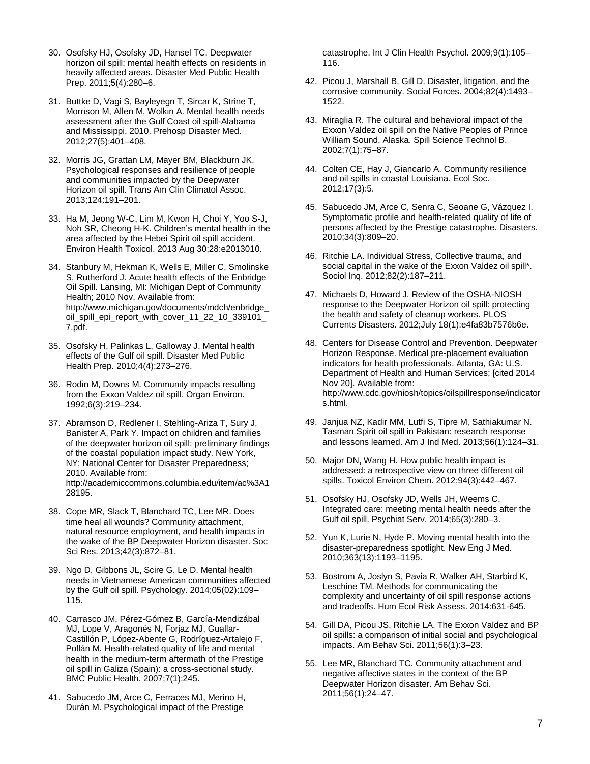30. Osofsky HJ, Osofsky JD, Hansel TC. Deepwater horizon oil spill: mental health effects on residents in heavily affected areas. Disaster Med Public Health Prep. 2011;5(4):280–6.

31. Buttke D, Vagi S, Bayleyegn T, Sircar K, Strine T, Morrison M, Allen M, Wolkin A. Mental health needs assessment after the Gulf Coast oil spill-Alabama and Mississippi, 2010. Prehosp Disaster Med. 2012;27(5):401–408.

32. Morris JG, Grattan LM, Mayer BM, Blackburn JK. Psychological responses and resilience of people and communities impacted by the Deepwater Horizon oil spill. Trans Am Clin Climatol Assoc. 2013;124:191–201.

33. Ha M, Jeong W-C, Lim M, Kwon H, Choi Y, Yoo S-J, Noh SR, Cheong H-K. Children's mental health in the area affected by the Hebei Spirit oil spill accident. Environ Health Toxicol. 2013 Aug 30;28:e2013010.

34. Stanbury M, Hekman K, Wells E, Miller C, Smolinske S, Rutherford J. Acute health effects of the Enbridge Oil Spill. Lansing, MI: Michigan Dept of Community Health; 2010 Nov. Available from: http://www.michigan.gov/documents/mdch/enbridge_oil_spill_epi_report_with_cover_11_22_10_339101_7.pdf.

35. Osofsky H, Palinkas L, Galloway J. Mental health effects of the Gulf oil spill. Disaster Med Public Health Prep. 2010;4(4):273–276.

36. Rodin M, Downs M. Community impacts resulting from the Exxon Valdez oil spill. Organ Environ. 1992;6(3):219–234.

37. Abramson D, Redlener I, Stehling-Ariza T, Sury J, Banister A, Park Y. Impact on children and families of the deepwater horizon oil spill: preliminary findings of the coastal population impact study. New York, NY; National Center for Disaster Preparedness; 2010. Available from: http://academiccommons.columbia.edu/item/ac%3A128195.

38. Cope MR, Slack T, Blanchard TC, Lee MR. Does time heal all wounds? Community attachment, natural resource employment, and health impacts in the wake of the BP Deepwater Horizon disaster. Soc Sci Res. 2013;42(3):872–81.

39. Ngo D, Gibbons JL, Scire G, Le D. Mental health needs in Vietnamese American communities affected by the Gulf oil spill. Psychology. 2014;05(02):109–115.

40. Carrasco JM, Pérez-Gómez B, García-Mendizábal MJ, Lope V, Aragonés N, Forjaz MJ, Guallar-Castillón P, López-Abente G, Rodríguez-Artalejo F, Pollán M. Health-related quality of life and mental health in the medium-term aftermath of the Prestige oil spill in Galiza (Spain): a cross-sectional study. BMC Public Health. 2007;7(1):245.

41. Sabucedo JM, Arce C, Ferraces MJ, Merino H, Durán M. Psychological impact of the Prestige catastrophe. Int J Clin Health Psychol. 2009;9(1):105–116.

42. Picou J, Marshall B, Gill D. Disaster, litigation, and the corrosive community. Social Forces. 2004;82(4):1493–1522.

43. Miraglia R. The cultural and behavioral impact of the Exxon Valdez oil spill on the Native Peoples of Prince William Sound, Alaska. Spill Science Technol B. 2002;7(1):75–87.

44. Colten CE, Hay J, Giancarlo A. Community resilience and oil spills in coastal Louisiana. Ecol Soc. 2012;17(3):5.

45. Sabucedo JM, Arce C, Senra C, Seoane G, Vázquez I. Symptomatic profile and health-related quality of life of persons affected by the Prestige catastrophe. Disasters. 2010;34(3):809–20.

46. Ritchie LA. Individual Stress, Collective trauma, and social capital in the wake of the Exxon Valdez oil spill*. Sociol Inq. 2012;82(2):187–211.

47. Michaels D, Howard J. Review of the OSHA-NIOSH response to the Deepwater Horizon oil spill: protecting the health and safety of cleanup workers. PLOS Currents Disasters. 2012;July 18(1):e4fa83b7576b6e.

48. Centers for Disease Control and Prevention. Deepwater Horizon Response. Medical pre-placement evaluation indicators for health professionals. Atlanta, GA: U.S. Department of Health and Human Services; [cited 2014 Nov 20]. Available from: http://www.cdc.gov/niosh/topics/oilspillresponse/indicators.html.

49. Janjua NZ, Kadir MM, Lutfi S, Tipre M, Sathiakumar N. Tasman Spirit oil spill in Pakistan: research response and lessons learned. Am J Ind Med. 2013;56(1):124–31.

50. Major DN, Wang H. How public health impact is addressed: a retrospective view on three different oil spills. Toxicol Environ Chem. 2012;94(3):442–467.

51. Osofsky HJ, Osofsky JD, Wells JH, Weems C. Integrated care: meeting mental health needs after the Gulf oil spill. Psychiat Serv. 2014;65(3):280–3.

52. Yun K, Lurie N, Hyde P. Moving mental health into the disaster-preparedness spotlight. New Eng J Med. 2010;363(13):1193–1195.

53. Bostrom A, Joslyn S, Pavia R, Walker AH, Starbird K, Leschine TM. Methods for communicating the complexity and uncertainty of oil spill response actions and tradeoffs. Hum Ecol Risk Assess. 2014:631-645.

54. Gill DA, Picou JS, Ritchie LA. The Exxon Valdez and BP oil spills: a comparison of initial social and psychological impacts. Am Behav Sci. 2011;56(1):3–23.

55. Lee MR, Blanchard TC. Community attachment and negative affective states in the context of the BP Deepwater Horizon disaster. Am Behav Sci. 2011;56(1):24–47.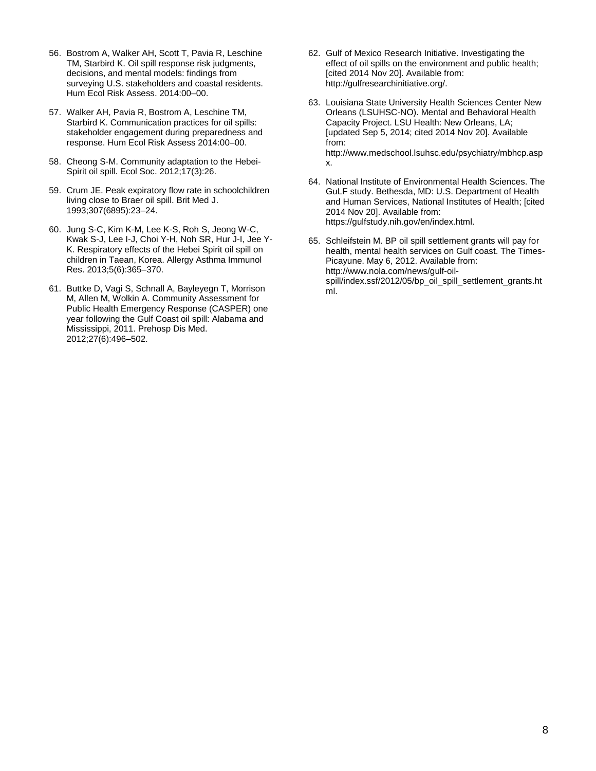56. Bostrom A, Walker AH, Scott T, Pavia R, Leschine TM, Starbird K. Oil spill response risk judgments, decisions, and mental models: findings from surveying U.S. stakeholders and coastal residents. Hum Ecol Risk Assess. 2014:00–00.
57. Walker AH, Pavia R, Bostrom A, Leschine TM, Starbird K. Communication practices for oil spills: stakeholder engagement during preparedness and response. Hum Ecol Risk Assess 2014:00–00.
58. Cheong S-M. Community adaptation to the Hebei-Spirit oil spill. Ecol Soc. 2012;17(3):26.
59. Crum JE. Peak expiratory flow rate in schoolchildren living close to Braer oil spill. Brit Med J. 1993;307(6895):23–24.
60. Jung S-C, Kim K-M, Lee K-S, Roh S, Jeong W-C, Kwak S-J, Lee I-J, Choi Y-H, Noh SR, Hur J-I, Jee Y-K. Respiratory effects of the Hebei Spirit oil spill on children in Taean, Korea. Allergy Asthma Immunol Res. 2013;5(6):365–370.
61. Buttke D, Vagi S, Schnall A, Bayleyegn T, Morrison M, Allen M, Wolkin A. Community Assessment for Public Health Emergency Response (CASPER) one year following the Gulf Coast oil spill: Alabama and Mississippi, 2011. Prehosp Dis Med. 2012;27(6):496–502.
62. Gulf of Mexico Research Initiative. Investigating the effect of oil spills on the environment and public health; [cited 2014 Nov 20]. Available from: http://gulfresearchinitiative.org/.
63. Louisiana State University Health Sciences Center New Orleans (LSUHSC-NO). Mental and Behavioral Health Capacity Project. LSU Health: New Orleans, LA; [updated Sep 5, 2014; cited 2014 Nov 20]. Available from: http://www.medschool.lsuhsc.edu/psychiatry/mbhcp.aspx.
64. National Institute of Environmental Health Sciences. The GuLF study. Bethesda, MD: U.S. Department of Health and Human Services, National Institutes of Health; [cited 2014 Nov 20]. Available from: https://gulfstudy.nih.gov/en/index.html.
65. Schleifstein M. BP oil spill settlement grants will pay for health, mental health services on Gulf coast. The Times-Picayune. May 6, 2012. Available from: http://www.nola.com/news/gulf-oil-spill/index.ssf/2012/05/bp_oil_spill_settlement_grants.html.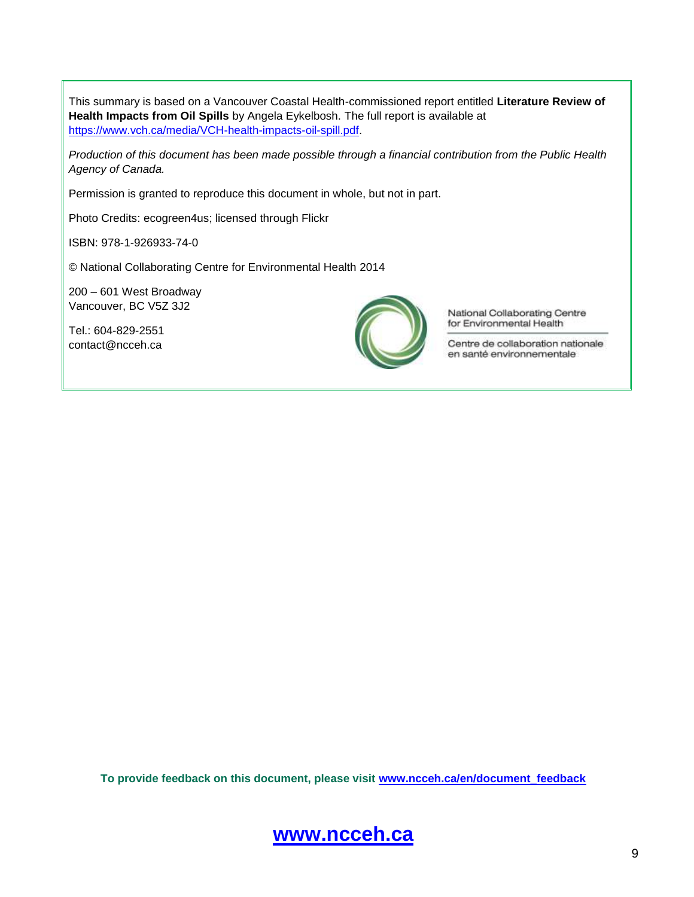This summary is based on a Vancouver Coastal Health-commissioned report entitled **Literature Review of Health Impacts from Oil Spills** by Angela Eykelbosh. The full report is available at https://www.vch.ca/media/VCH-health-impacts-oil-spill.pdf.

*Production of this document has been made possible through a financial contribution from the Public Health Agency of Canada.*

Permission is granted to reproduce this document in whole, but not in part.

Photo Credits: ecogreen4us; licensed through Flickr

ISBN: 978-1-926933-74-0

© National Collaborating Centre for Environmental Health 2014

200 – 601 West Broadway
Vancouver, BC V5Z 3J2

Tel.: 604-829-2551
contact@ncceh.ca

National Collaborating Centre for Environmental Health

Centre de collaboration nationale en santé environnementale

**To provide feedback on this document, please visit www.ncceh.ca/en/document_feedback**

**www.ncceh.ca**